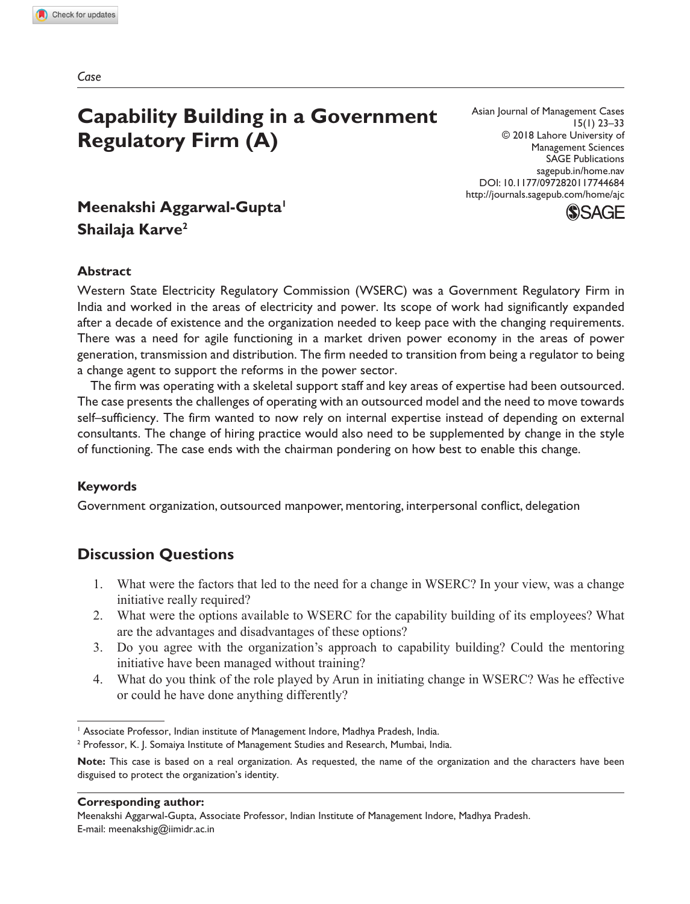*Case*

# Capability Building in a Government Regulatory Firm (A)

Asian Journal of Management Cases
15(1) 23–33
© 2018 Lahore University of Management Sciences
SAGE Publications
sagepub.in/home.nav
DOI: 10.1177/0972820117744684
http://journals.sagepub.com/home/ajc

**Meenakshi Aggarwal-Gupta[1]**
**Shailaja Karve[2]**

## Abstract

Western State Electricity Regulatory Commission (WSERC) was a Government Regulatory Firm in India and worked in the areas of electricity and power. Its scope of work had significantly expanded after a decade of existence and the organization needed to keep pace with the changing requirements. There was a need for agile functioning in a market driven power economy in the areas of power generation, transmission and distribution. The firm needed to transition from being a regulator to being a change agent to support the reforms in the power sector.

The firm was operating with a skeletal support staff and key areas of expertise had been outsourced. The case presents the challenges of operating with an outsourced model and the need to move towards self–sufficiency. The firm wanted to now rely on internal expertise instead of depending on external consultants. The change of hiring practice would also need to be supplemented by change in the style of functioning. The case ends with the chairman pondering on how best to enable this change.

## Keywords

Government organization, outsourced manpower, mentoring, interpersonal conflict, delegation

## Discussion Questions

1. What were the factors that led to the need for a change in WSERC? In your view, was a change initiative really required?
2. What were the options available to WSERC for the capability building of its employees? What are the advantages and disadvantages of these options?
3. Do you agree with the organization's approach to capability building? Could the mentoring initiative have been managed without training?
4. What do you think of the role played by Arun in initiating change in WSERC? Was he effective or could he have done anything differently?

[1] Associate Professor, Indian institute of Management Indore, Madhya Pradesh, India.
[2] Professor, K. J. Somaiya Institute of Management Studies and Research, Mumbai, India.

**Note:** This case is based on a real organization. As requested, the name of the organization and the characters have been disguised to protect the organization's identity.

**Corresponding author:**
Meenakshi Aggarwal-Gupta, Associate Professor, Indian Institute of Management Indore, Madhya Pradesh.
E-mail: meenakshig@iimidr.ac.in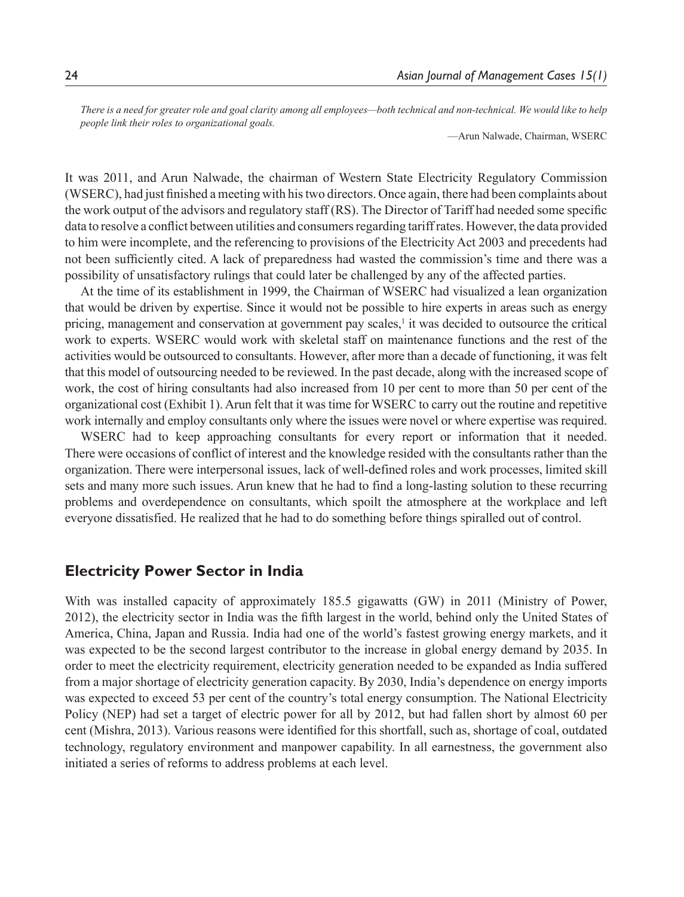*There is a need for greater role and goal clarity among all employees—both technical and non-technical. We would like to help people link their roles to organizational goals.*

—Arun Nalwade, Chairman, WSERC

It was 2011, and Arun Nalwade, the chairman of Western State Electricity Regulatory Commission (WSERC), had just finished a meeting with his two directors. Once again, there had been complaints about the work output of the advisors and regulatory staff (RS). The Director of Tariff had needed some specific data to resolve a conflict between utilities and consumers regarding tariff rates. However, the data provided to him were incomplete, and the referencing to provisions of the Electricity Act 2003 and precedents had not been sufficiently cited. A lack of preparedness had wasted the commission's time and there was a possibility of unsatisfactory rulings that could later be challenged by any of the affected parties.

At the time of its establishment in 1999, the Chairman of WSERC had visualized a lean organization that would be driven by expertise. Since it would not be possible to hire experts in areas such as energy pricing, management and conservation at government pay scales,[1] it was decided to outsource the critical work to experts. WSERC would work with skeletal staff on maintenance functions and the rest of the activities would be outsourced to consultants. However, after more than a decade of functioning, it was felt that this model of outsourcing needed to be reviewed. In the past decade, along with the increased scope of work, the cost of hiring consultants had also increased from 10 per cent to more than 50 per cent of the organizational cost (Exhibit 1). Arun felt that it was time for WSERC to carry out the routine and repetitive work internally and employ consultants only where the issues were novel or where expertise was required.

WSERC had to keep approaching consultants for every report or information that it needed. There were occasions of conflict of interest and the knowledge resided with the consultants rather than the organization. There were interpersonal issues, lack of well-defined roles and work processes, limited skill sets and many more such issues. Arun knew that he had to find a long-lasting solution to these recurring problems and overdependence on consultants, which spoilt the atmosphere at the workplace and left everyone dissatisfied. He realized that he had to do something before things spiralled out of control.

## Electricity Power Sector in India

With was installed capacity of approximately 185.5 gigawatts (GW) in 2011 (Ministry of Power, 2012), the electricity sector in India was the fifth largest in the world, behind only the United States of America, China, Japan and Russia. India had one of the world's fastest growing energy markets, and it was expected to be the second largest contributor to the increase in global energy demand by 2035. In order to meet the electricity requirement, electricity generation needed to be expanded as India suffered from a major shortage of electricity generation capacity. By 2030, India's dependence on energy imports was expected to exceed 53 per cent of the country's total energy consumption. The National Electricity Policy (NEP) had set a target of electric power for all by 2012, but had fallen short by almost 60 per cent (Mishra, 2013). Various reasons were identified for this shortfall, such as, shortage of coal, outdated technology, regulatory environment and manpower capability. In all earnestness, the government also initiated a series of reforms to address problems at each level.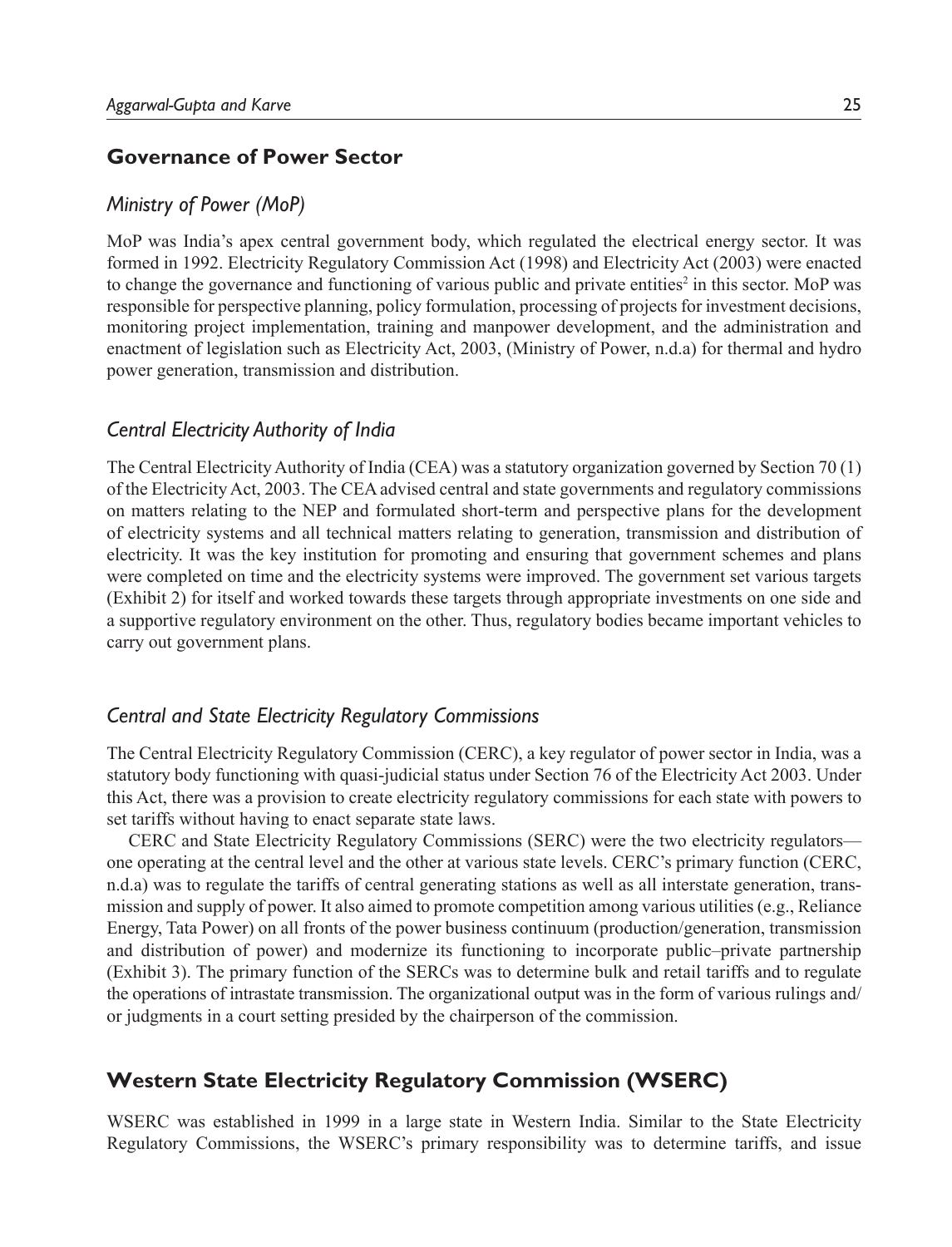## Governance of Power Sector

### *Ministry of Power (MoP)*

MoP was India's apex central government body, which regulated the electrical energy sector. It was formed in 1992. Electricity Regulatory Commission Act (1998) and Electricity Act (2003) were enacted to change the governance and functioning of various public and private entities[2] in this sector. MoP was responsible for perspective planning, policy formulation, processing of projects for investment decisions, monitoring project implementation, training and manpower development, and the administration and enactment of legislation such as Electricity Act, 2003, (Ministry of Power, n.d.a) for thermal and hydro power generation, transmission and distribution.

### *Central Electricity Authority of India*

The Central Electricity Authority of India (CEA) was a statutory organization governed by Section 70 (1) of the Electricity Act, 2003. The CEA advised central and state governments and regulatory commissions on matters relating to the NEP and formulated short-term and perspective plans for the development of electricity systems and all technical matters relating to generation, transmission and distribution of electricity. It was the key institution for promoting and ensuring that government schemes and plans were completed on time and the electricity systems were improved. The government set various targets (Exhibit 2) for itself and worked towards these targets through appropriate investments on one side and a supportive regulatory environment on the other. Thus, regulatory bodies became important vehicles to carry out government plans.

### *Central and State Electricity Regulatory Commissions*

The Central Electricity Regulatory Commission (CERC), a key regulator of power sector in India, was a statutory body functioning with quasi-judicial status under Section 76 of the Electricity Act 2003. Under this Act, there was a provision to create electricity regulatory commissions for each state with powers to set tariffs without having to enact separate state laws.

CERC and State Electricity Regulatory Commissions (SERC) were the two electricity regulators—one operating at the central level and the other at various state levels. CERC's primary function (CERC, n.d.a) was to regulate the tariffs of central generating stations as well as all interstate generation, transmission and supply of power. It also aimed to promote competition among various utilities (e.g., Reliance Energy, Tata Power) on all fronts of the power business continuum (production/generation, transmission and distribution of power) and modernize its functioning to incorporate public–private partnership (Exhibit 3). The primary function of the SERCs was to determine bulk and retail tariffs and to regulate the operations of intrastate transmission. The organizational output was in the form of various rulings and/or judgments in a court setting presided by the chairperson of the commission.

## Western State Electricity Regulatory Commission (WSERC)

WSERC was established in 1999 in a large state in Western India. Similar to the State Electricity Regulatory Commissions, the WSERC's primary responsibility was to determine tariffs, and issue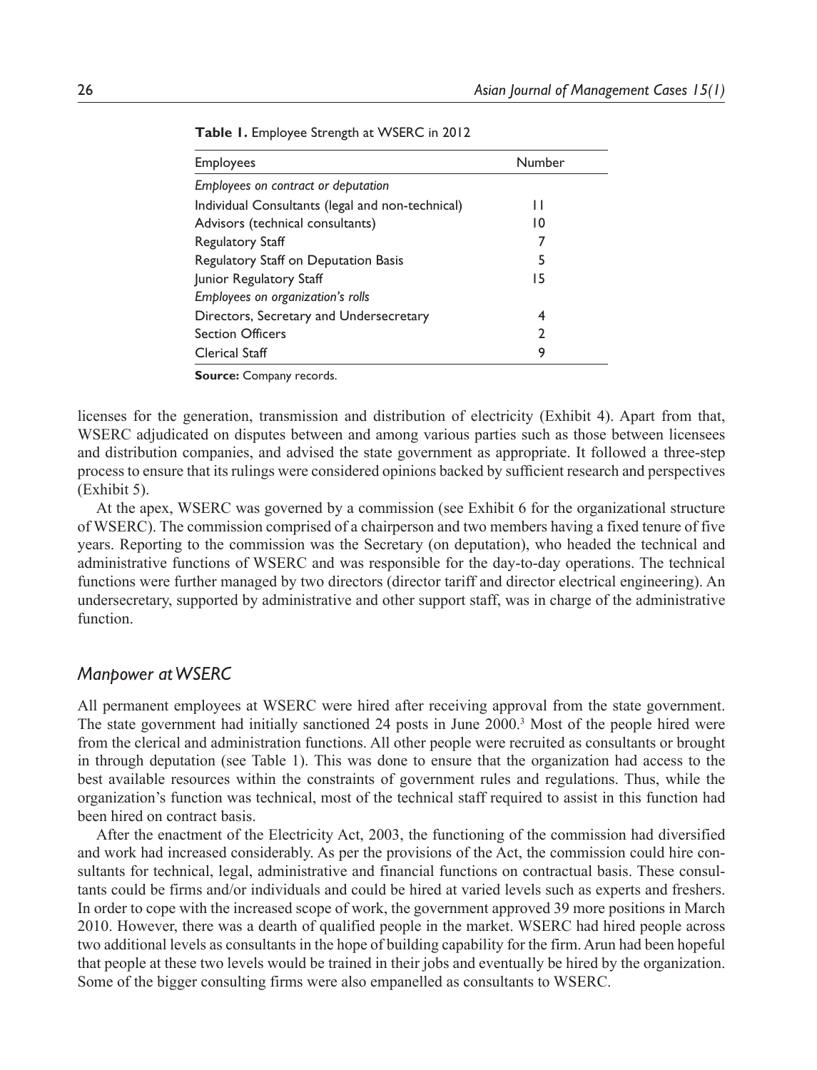**Table 1.** Employee Strength at WSERC in 2012

| Employees | Number |
|---|---|
| *Employees on contract or deputation* | |
| Individual Consultants (legal and non-technical) | 11 |
| Advisors (technical consultants) | 10 |
| Regulatory Staff | 7 |
| Regulatory Staff on Deputation Basis | 5 |
| Junior Regulatory Staff | 15 |
| *Employees on organization's rolls* | |
| Directors, Secretary and Undersecretary | 4 |
| Section Officers | 2 |
| Clerical Staff | 9 |

**Source:** Company records.

licenses for the generation, transmission and distribution of electricity (Exhibit 4). Apart from that, WSERC adjudicated on disputes between and among various parties such as those between licensees and distribution companies, and advised the state government as appropriate. It followed a three-step process to ensure that its rulings were considered opinions backed by sufficient research and perspectives (Exhibit 5).

At the apex, WSERC was governed by a commission (see Exhibit 6 for the organizational structure of WSERC). The commission comprised of a chairperson and two members having a fixed tenure of five years. Reporting to the commission was the Secretary (on deputation), who headed the technical and administrative functions of WSERC and was responsible for the day-to-day operations. The technical functions were further managed by two directors (director tariff and director electrical engineering). An undersecretary, supported by administrative and other support staff, was in charge of the administrative function.

## *Manpower at WSERC*

All permanent employees at WSERC were hired after receiving approval from the state government. The state government had initially sanctioned 24 posts in June 2000.[3] Most of the people hired were from the clerical and administration functions. All other people were recruited as consultants or brought in through deputation (see Table 1). This was done to ensure that the organization had access to the best available resources within the constraints of government rules and regulations. Thus, while the organization's function was technical, most of the technical staff required to assist in this function had been hired on contract basis.

After the enactment of the Electricity Act, 2003, the functioning of the commission had diversified and work had increased considerably. As per the provisions of the Act, the commission could hire consultants for technical, legal, administrative and financial functions on contractual basis. These consultants could be firms and/or individuals and could be hired at varied levels such as experts and freshers. In order to cope with the increased scope of work, the government approved 39 more positions in March 2010. However, there was a dearth of qualified people in the market. WSERC had hired people across two additional levels as consultants in the hope of building capability for the firm. Arun had been hopeful that people at these two levels would be trained in their jobs and eventually be hired by the organization. Some of the bigger consulting firms were also empanelled as consultants to WSERC.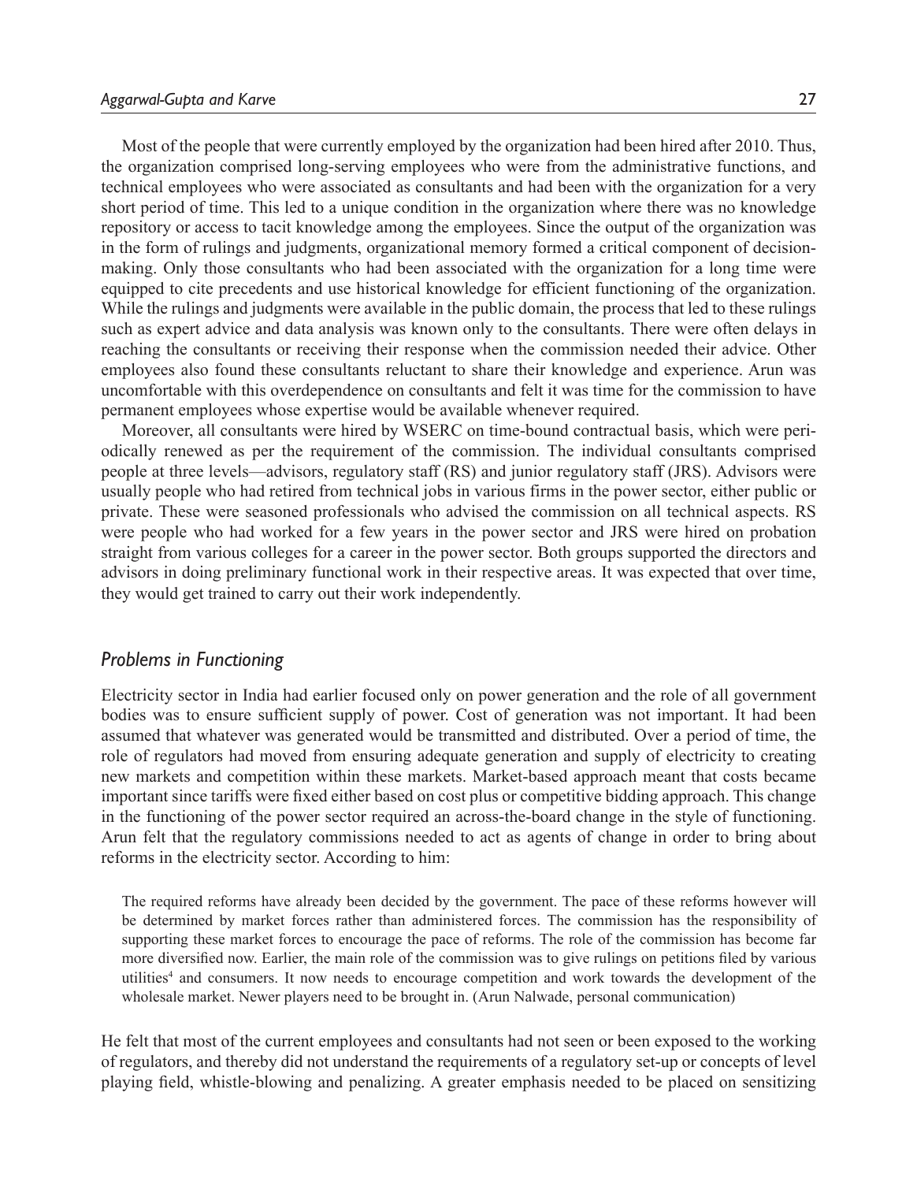Most of the people that were currently employed by the organization had been hired after 2010. Thus, the organization comprised long-serving employees who were from the administrative functions, and technical employees who were associated as consultants and had been with the organization for a very short period of time. This led to a unique condition in the organization where there was no knowledge repository or access to tacit knowledge among the employees. Since the output of the organization was in the form of rulings and judgments, organizational memory formed a critical component of decision-making. Only those consultants who had been associated with the organization for a long time were equipped to cite precedents and use historical knowledge for efficient functioning of the organization. While the rulings and judgments were available in the public domain, the process that led to these rulings such as expert advice and data analysis was known only to the consultants. There were often delays in reaching the consultants or receiving their response when the commission needed their advice. Other employees also found these consultants reluctant to share their knowledge and experience. Arun was uncomfortable with this overdependence on consultants and felt it was time for the commission to have permanent employees whose expertise would be available whenever required.

Moreover, all consultants were hired by WSERC on time-bound contractual basis, which were periodically renewed as per the requirement of the commission. The individual consultants comprised people at three levels—advisors, regulatory staff (RS) and junior regulatory staff (JRS). Advisors were usually people who had retired from technical jobs in various firms in the power sector, either public or private. These were seasoned professionals who advised the commission on all technical aspects. RS were people who had worked for a few years in the power sector and JRS were hired on probation straight from various colleges for a career in the power sector. Both groups supported the directors and advisors in doing preliminary functional work in their respective areas. It was expected that over time, they would get trained to carry out their work independently.

### *Problems in Functioning*

Electricity sector in India had earlier focused only on power generation and the role of all government bodies was to ensure sufficient supply of power. Cost of generation was not important. It had been assumed that whatever was generated would be transmitted and distributed. Over a period of time, the role of regulators had moved from ensuring adequate generation and supply of electricity to creating new markets and competition within these markets. Market-based approach meant that costs became important since tariffs were fixed either based on cost plus or competitive bidding approach. This change in the functioning of the power sector required an across-the-board change in the style of functioning. Arun felt that the regulatory commissions needed to act as agents of change in order to bring about reforms in the electricity sector. According to him:

> The required reforms have already been decided by the government. The pace of these reforms however will be determined by market forces rather than administered forces. The commission has the responsibility of supporting these market forces to encourage the pace of reforms. The role of the commission has become far more diversified now. Earlier, the main role of the commission was to give rulings on petitions filed by various utilities[4] and consumers. It now needs to encourage competition and work towards the development of the wholesale market. Newer players need to be brought in. (Arun Nalwade, personal communication)

He felt that most of the current employees and consultants had not seen or been exposed to the working of regulators, and thereby did not understand the requirements of a regulatory set-up or concepts of level playing field, whistle-blowing and penalizing. A greater emphasis needed to be placed on sensitizing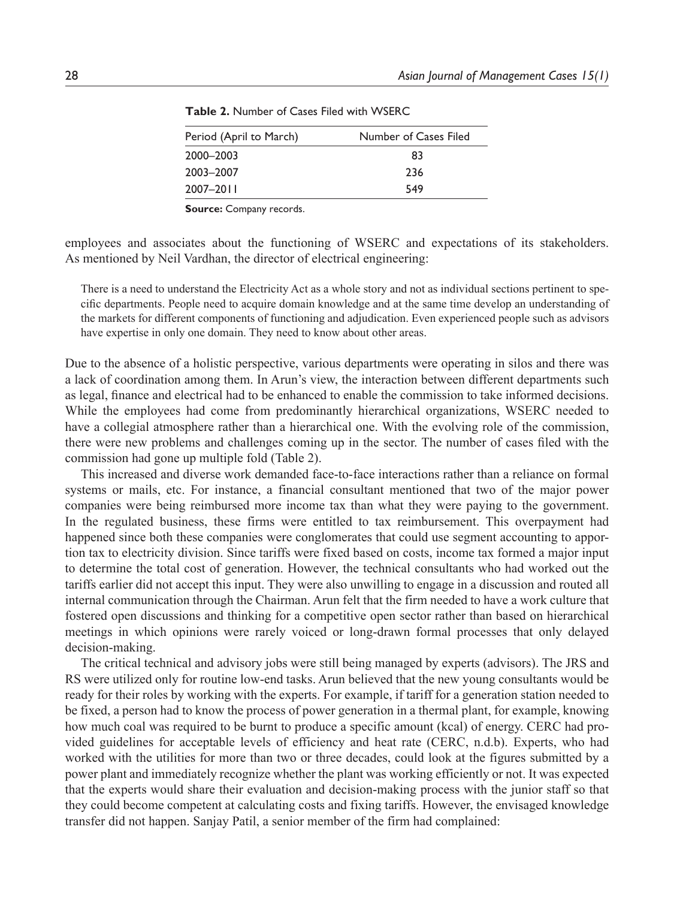**Table 2.** Number of Cases Filed with WSERC

| Period (April to March) | Number of Cases Filed |
|---|---|
| 2000–2003 | 83 |
| 2003–2007 | 236 |
| 2007–2011 | 549 |

**Source:** Company records.

employees and associates about the functioning of WSERC and expectations of its stakeholders. As mentioned by Neil Vardhan, the director of electrical engineering:

> There is a need to understand the Electricity Act as a whole story and not as individual sections pertinent to specific departments. People need to acquire domain knowledge and at the same time develop an understanding of the markets for different components of functioning and adjudication. Even experienced people such as advisors have expertise in only one domain. They need to know about other areas.

Due to the absence of a holistic perspective, various departments were operating in silos and there was a lack of coordination among them. In Arun's view, the interaction between different departments such as legal, finance and electrical had to be enhanced to enable the commission to take informed decisions. While the employees had come from predominantly hierarchical organizations, WSERC needed to have a collegial atmosphere rather than a hierarchical one. With the evolving role of the commission, there were new problems and challenges coming up in the sector. The number of cases filed with the commission had gone up multiple fold (Table 2).

This increased and diverse work demanded face-to-face interactions rather than a reliance on formal systems or mails, etc. For instance, a financial consultant mentioned that two of the major power companies were being reimbursed more income tax than what they were paying to the government. In the regulated business, these firms were entitled to tax reimbursement. This overpayment had happened since both these companies were conglomerates that could use segment accounting to apportion tax to electricity division. Since tariffs were fixed based on costs, income tax formed a major input to determine the total cost of generation. However, the technical consultants who had worked out the tariffs earlier did not accept this input. They were also unwilling to engage in a discussion and routed all internal communication through the Chairman. Arun felt that the firm needed to have a work culture that fostered open discussions and thinking for a competitive open sector rather than based on hierarchical meetings in which opinions were rarely voiced or long-drawn formal processes that only delayed decision-making.

The critical technical and advisory jobs were still being managed by experts (advisors). The JRS and RS were utilized only for routine low-end tasks. Arun believed that the new young consultants would be ready for their roles by working with the experts. For example, if tariff for a generation station needed to be fixed, a person had to know the process of power generation in a thermal plant, for example, knowing how much coal was required to be burnt to produce a specific amount (kcal) of energy. CERC had provided guidelines for acceptable levels of efficiency and heat rate (CERC, n.d.b). Experts, who had worked with the utilities for more than two or three decades, could look at the figures submitted by a power plant and immediately recognize whether the plant was working efficiently or not. It was expected that the experts would share their evaluation and decision-making process with the junior staff so that they could become competent at calculating costs and fixing tariffs. However, the envisaged knowledge transfer did not happen. Sanjay Patil, a senior member of the firm had complained: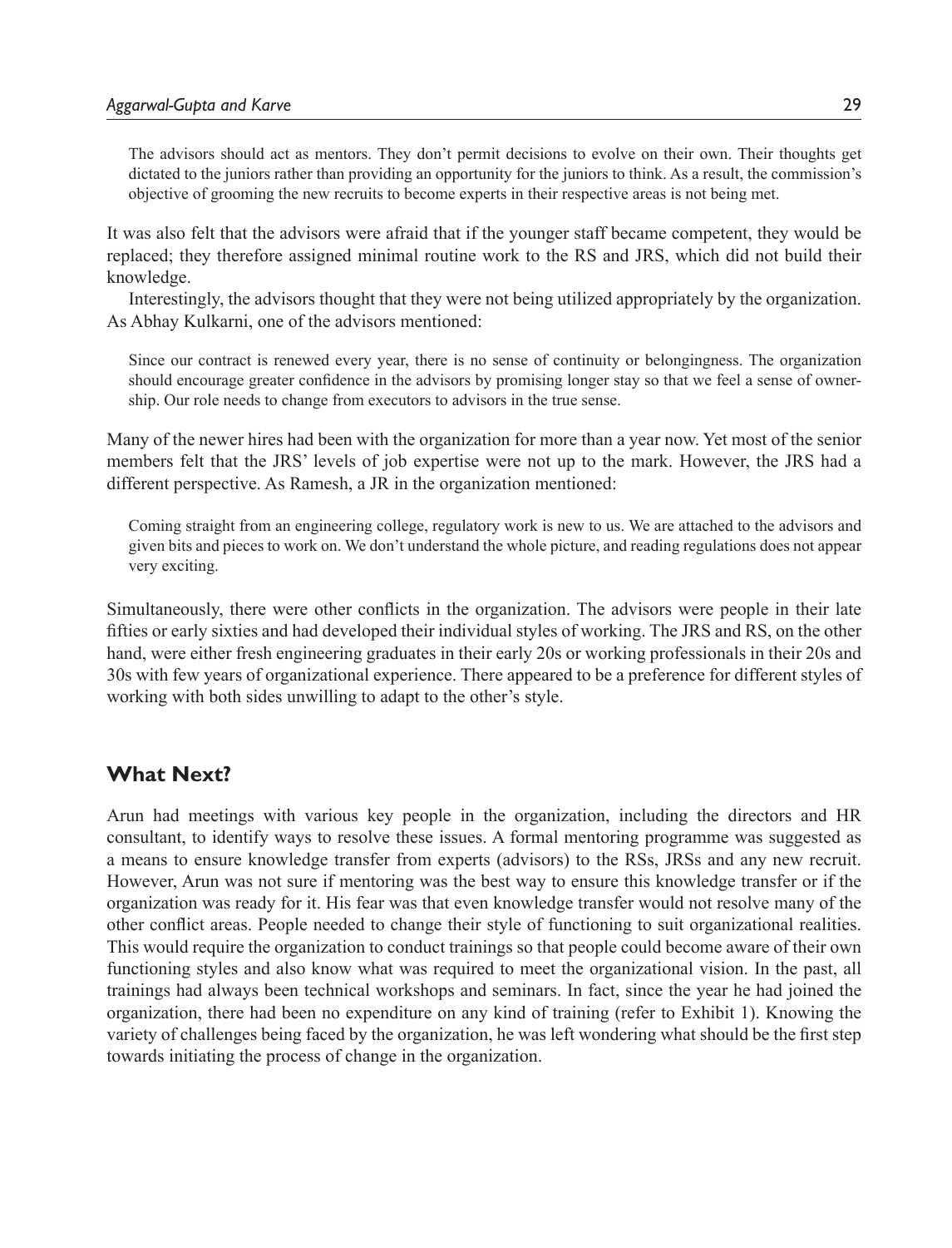> The advisors should act as mentors. They don't permit decisions to evolve on their own. Their thoughts get dictated to the juniors rather than providing an opportunity for the juniors to think. As a result, the commission's objective of grooming the new recruits to become experts in their respective areas is not being met.

It was also felt that the advisors were afraid that if the younger staff became competent, they would be replaced; they therefore assigned minimal routine work to the RS and JRS, which did not build their knowledge.

Interestingly, the advisors thought that they were not being utilized appropriately by the organization. As Abhay Kulkarni, one of the advisors mentioned:

> Since our contract is renewed every year, there is no sense of continuity or belongingness. The organization should encourage greater confidence in the advisors by promising longer stay so that we feel a sense of ownership. Our role needs to change from executors to advisors in the true sense.

Many of the newer hires had been with the organization for more than a year now. Yet most of the senior members felt that the JRS' levels of job expertise were not up to the mark. However, the JRS had a different perspective. As Ramesh, a JR in the organization mentioned:

> Coming straight from an engineering college, regulatory work is new to us. We are attached to the advisors and given bits and pieces to work on. We don't understand the whole picture, and reading regulations does not appear very exciting.

Simultaneously, there were other conflicts in the organization. The advisors were people in their late fifties or early sixties and had developed their individual styles of working. The JRS and RS, on the other hand, were either fresh engineering graduates in their early 20s or working professionals in their 20s and 30s with few years of organizational experience. There appeared to be a preference for different styles of working with both sides unwilling to adapt to the other's style.

## What Next?

Arun had meetings with various key people in the organization, including the directors and HR consultant, to identify ways to resolve these issues. A formal mentoring programme was suggested as a means to ensure knowledge transfer from experts (advisors) to the RSs, JRSs and any new recruit. However, Arun was not sure if mentoring was the best way to ensure this knowledge transfer or if the organization was ready for it. His fear was that even knowledge transfer would not resolve many of the other conflict areas. People needed to change their style of functioning to suit organizational realities. This would require the organization to conduct trainings so that people could become aware of their own functioning styles and also know what was required to meet the organizational vision. In the past, all trainings had always been technical workshops and seminars. In fact, since the year he had joined the organization, there had been no expenditure on any kind of training (refer to Exhibit 1). Knowing the variety of challenges being faced by the organization, he was left wondering what should be the first step towards initiating the process of change in the organization.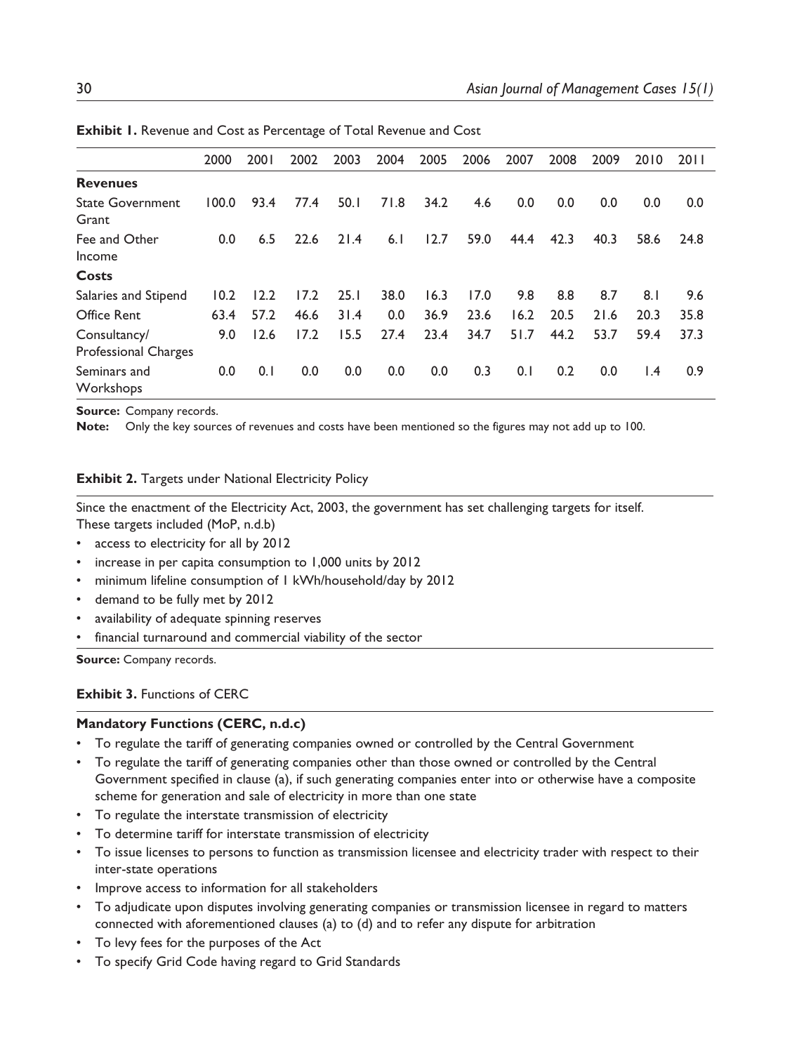**Exhibit 1.** Revenue and Cost as Percentage of Total Revenue and Cost

| | 2000 | 2001 | 2002 | 2003 | 2004 | 2005 | 2006 | 2007 | 2008 | 2009 | 2010 | 2011 |
|---|---|---|---|---|---|---|---|---|---|---|---|---|
| **Revenues** | | | | | | | | | | | | |
| State Government Grant | 100.0 | 93.4 | 77.4 | 50.1 | 71.8 | 34.2 | 4.6 | 0.0 | 0.0 | 0.0 | 0.0 | 0.0 |
| Fee and Other Income | 0.0 | 6.5 | 22.6 | 21.4 | 6.1 | 12.7 | 59.0 | 44.4 | 42.3 | 40.3 | 58.6 | 24.8 |
| **Costs** | | | | | | | | | | | | |
| Salaries and Stipend | 10.2 | 12.2 | 17.2 | 25.1 | 38.0 | 16.3 | 17.0 | 9.8 | 8.8 | 8.7 | 8.1 | 9.6 |
| Office Rent | 63.4 | 57.2 | 46.6 | 31.4 | 0.0 | 36.9 | 23.6 | 16.2 | 20.5 | 21.6 | 20.3 | 35.8 |
| Consultancy/ Professional Charges | 9.0 | 12.6 | 17.2 | 15.5 | 27.4 | 23.4 | 34.7 | 51.7 | 44.2 | 53.7 | 59.4 | 37.3 |
| Seminars and Workshops | 0.0 | 0.1 | 0.0 | 0.0 | 0.0 | 0.0 | 0.3 | 0.1 | 0.2 | 0.0 | 1.4 | 0.9 |

**Source:** Company records.
**Note:** Only the key sources of revenues and costs have been mentioned so the figures may not add up to 100.

**Exhibit 2.** Targets under National Electricity Policy

Since the enactment of the Electricity Act, 2003, the government has set challenging targets for itself. These targets included (MoP, n.d.b)

- access to electricity for all by 2012
- increase in per capita consumption to 1,000 units by 2012
- minimum lifeline consumption of 1 kWh/household/day by 2012
- demand to be fully met by 2012
- availability of adequate spinning reserves
- financial turnaround and commercial viability of the sector

**Source:** Company records.

**Exhibit 3.** Functions of CERC

**Mandatory Functions (CERC, n.d.c)**

- To regulate the tariff of generating companies owned or controlled by the Central Government
- To regulate the tariff of generating companies other than those owned or controlled by the Central Government specified in clause (a), if such generating companies enter into or otherwise have a composite scheme for generation and sale of electricity in more than one state
- To regulate the interstate transmission of electricity
- To determine tariff for interstate transmission of electricity
- To issue licenses to persons to function as transmission licensee and electricity trader with respect to their inter-state operations
- Improve access to information for all stakeholders
- To adjudicate upon disputes involving generating companies or transmission licensee in regard to matters connected with aforementioned clauses (a) to (d) and to refer any dispute for arbitration
- To levy fees for the purposes of the Act
- To specify Grid Code having regard to Grid Standards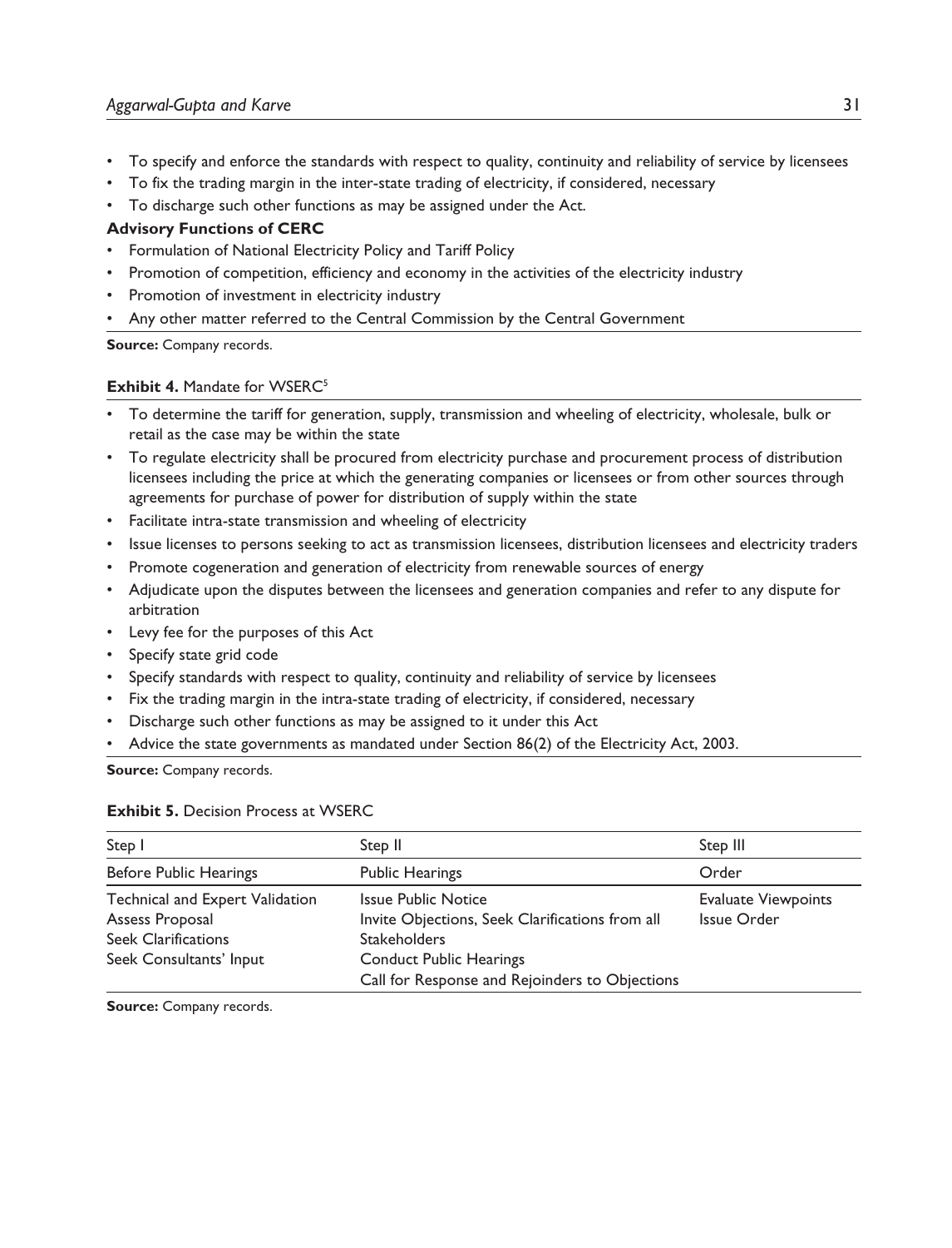- To specify and enforce the standards with respect to quality, continuity and reliability of service by licensees
- To fix the trading margin in the inter-state trading of electricity, if considered, necessary
- To discharge such other functions as may be assigned under the Act.

**Advisory Functions of CERC**

- Formulation of National Electricity Policy and Tariff Policy
- Promotion of competition, efficiency and economy in the activities of the electricity industry
- Promotion of investment in electricity industry
- Any other matter referred to the Central Commission by the Central Government

**Source:** Company records.

**Exhibit 4.** Mandate for WSERC[5]

- To determine the tariff for generation, supply, transmission and wheeling of electricity, wholesale, bulk or retail as the case may be within the state
- To regulate electricity shall be procured from electricity purchase and procurement process of distribution licensees including the price at which the generating companies or licensees or from other sources through agreements for purchase of power for distribution of supply within the state
- Facilitate intra-state transmission and wheeling of electricity
- Issue licenses to persons seeking to act as transmission licensees, distribution licensees and electricity traders
- Promote cogeneration and generation of electricity from renewable sources of energy
- Adjudicate upon the disputes between the licensees and generation companies and refer to any dispute for arbitration
- Levy fee for the purposes of this Act
- Specify state grid code
- Specify standards with respect to quality, continuity and reliability of service by licensees
- Fix the trading margin in the intra-state trading of electricity, if considered, necessary
- Discharge such other functions as may be assigned to it under this Act
- Advice the state governments as mandated under Section 86(2) of the Electricity Act, 2003.

**Source:** Company records.

**Exhibit 5.** Decision Process at WSERC

| Step I | Step II | Step III |
|---|---|---|
| Before Public Hearings | Public Hearings | Order |
| Technical and Expert Validation<br>Assess Proposal<br>Seek Clarifications<br>Seek Consultants' Input | Issue Public Notice<br>Invite Objections, Seek Clarifications from all Stakeholders<br>Conduct Public Hearings<br>Call for Response and Rejoinders to Objections | Evaluate Viewpoints<br>Issue Order |

**Source:** Company records.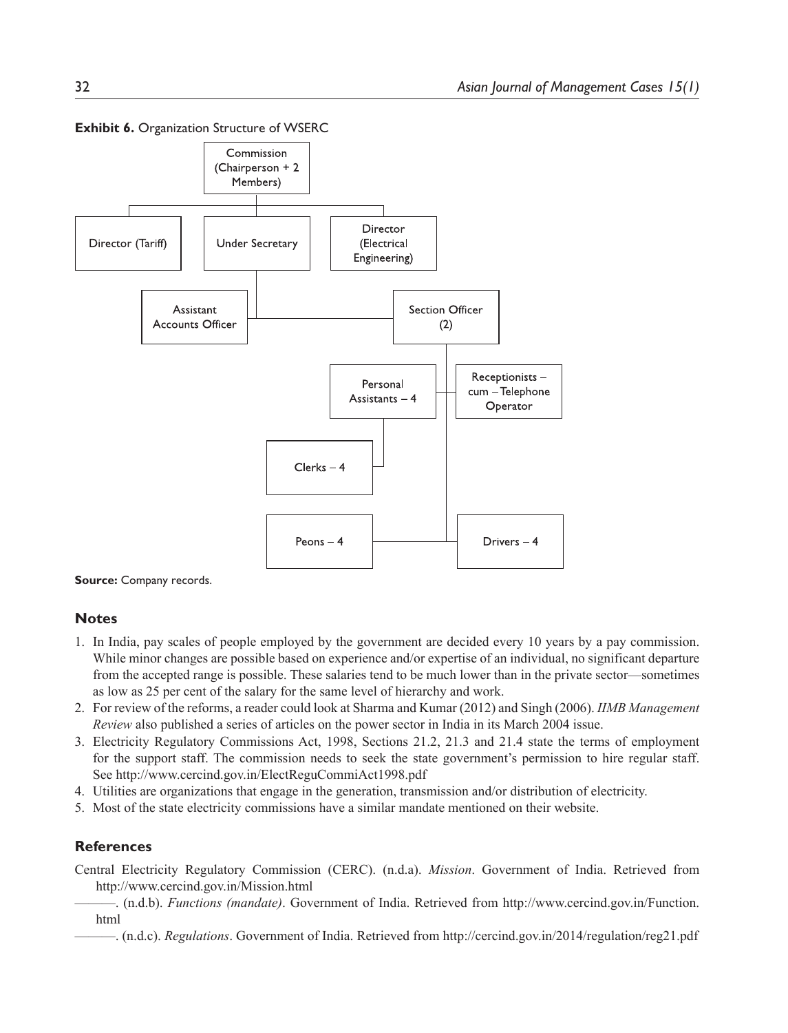**Exhibit 6.** Organization Structure of WSERC

Commission (Chairperson + 2 Members)

- Director (Tariff)
- Under Secretary
  - Assistant Accounts Officer
  - Section Officer (2)
    - Personal Assistants – 4
      - Clerks – 4
    - Receptionists – cum – Telephone Operator
    - Peons – 4
    - Drivers – 4
- Director (Electrical Engineering)

**Source:** Company records.

## Notes

1. In India, pay scales of people employed by the government are decided every 10 years by a pay commission. While minor changes are possible based on experience and/or expertise of an individual, no significant departure from the accepted range is possible. These salaries tend to be much lower than in the private sector—sometimes as low as 25 per cent of the salary for the same level of hierarchy and work.
2. For review of the reforms, a reader could look at Sharma and Kumar (2012) and Singh (2006). *IIMB Management Review* also published a series of articles on the power sector in India in its March 2004 issue.
3. Electricity Regulatory Commissions Act, 1998, Sections 21.2, 21.3 and 21.4 state the terms of employment for the support staff. The commission needs to seek the state government's permission to hire regular staff. See http://www.cercind.gov.in/ElectReguCommiAct1998.pdf
4. Utilities are organizations that engage in the generation, transmission and/or distribution of electricity.
5. Most of the state electricity commissions have a similar mandate mentioned on their website.

## References

Central Electricity Regulatory Commission (CERC). (n.d.a). *Mission*. Government of India. Retrieved from http://www.cercind.gov.in/Mission.html

———. (n.d.b). *Functions (mandate)*. Government of India. Retrieved from http://www.cercind.gov.in/Function.html

———. (n.d.c). *Regulations*. Government of India. Retrieved from http://cercind.gov.in/2014/regulation/reg21.pdf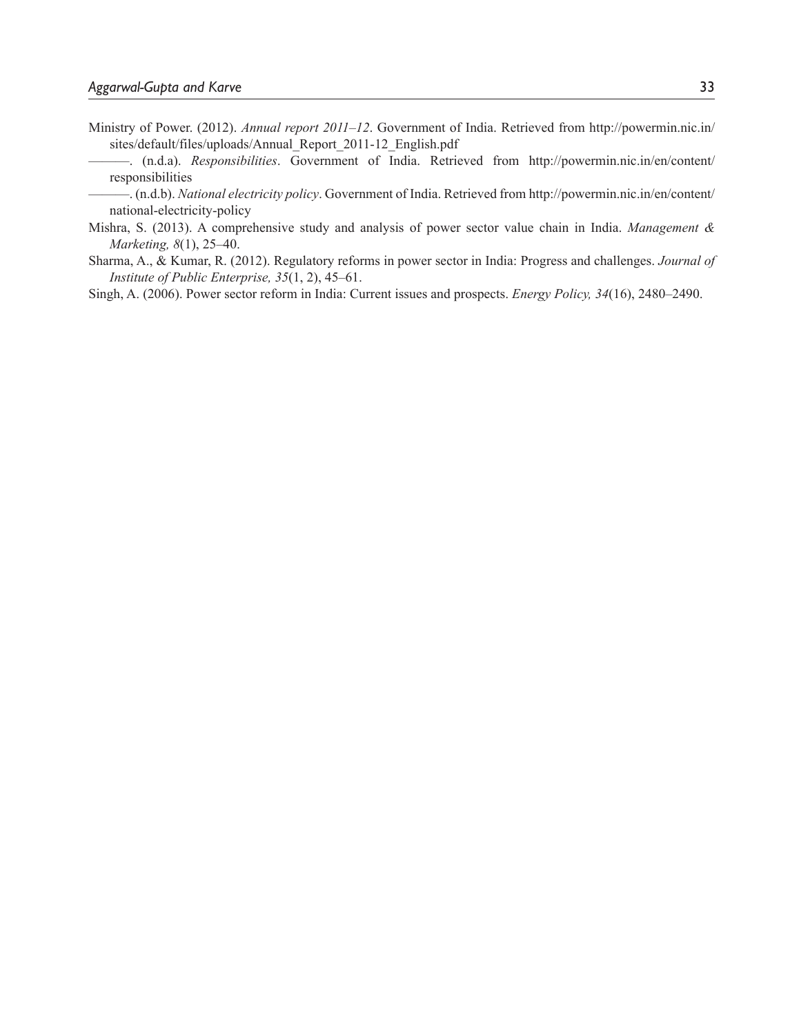Ministry of Power. (2012). *Annual report 2011–12*. Government of India. Retrieved from http://powermin.nic.in/sites/default/files/uploads/Annual_Report_2011-12_English.pdf

———. (n.d.a). *Responsibilities*. Government of India. Retrieved from http://powermin.nic.in/en/content/responsibilities

———. (n.d.b). *National electricity policy*. Government of India. Retrieved from http://powermin.nic.in/en/content/national-electricity-policy

Mishra, S. (2013). A comprehensive study and analysis of power sector value chain in India. *Management & Marketing, 8*(1), 25–40.

Sharma, A., & Kumar, R. (2012). Regulatory reforms in power sector in India: Progress and challenges. *Journal of Institute of Public Enterprise, 35*(1, 2), 45–61.

Singh, A. (2006). Power sector reform in India: Current issues and prospects. *Energy Policy, 34*(16), 2480–2490.